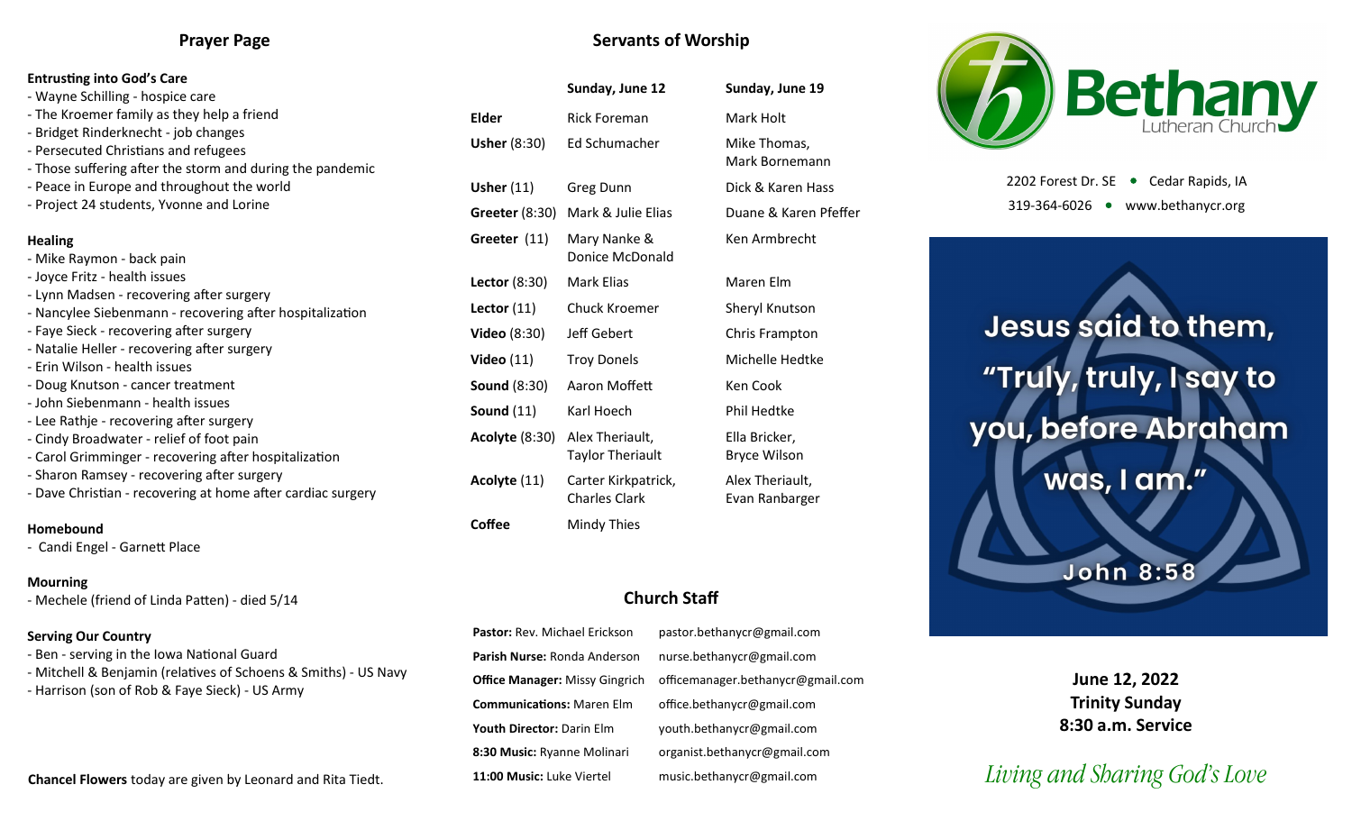## Prayer Page

**Entrusting into God's Care**

- Wayne Schilling - hospice care
- The Kroemer family as they help a friend
- Bridget Rinderknecht - job changes
- Persecuted Christians and refugees
- Those suffering after the storm and during the pandemic
- Peace in Europe and throughout the world
- Project 24 students, Yvonne and Lorine

**Healing**

- Mike Raymon - back pain
- Joyce Fritz - health issues
- Lynn Madsen - recovering after surgery
- Nancylee Siebenmann - recovering after hospitalization
- Faye Sieck - recovering after surgery
- Natalie Heller - recovering after surgery
- Erin Wilson - health issues
- Doug Knutson - cancer treatment
- John Siebenmann - health issues
- Lee Rathje - recovering after surgery
- Cindy Broadwater - relief of foot pain
- Carol Grimminger - recovering after hospitalization
- Sharon Ramsey - recovering after surgery
- Dave Christian - recovering at home after cardiac surgery

**Homebound**

- Candi Engel - Garnett Place

**Mourning**

- Mechele (friend of Linda Patten) - died 5/14

**Serving Our Country**

- Ben - serving in the Iowa National Guard
- Mitchell & Benjamin (relatives of Schoens & Smiths) - US Navy
- Harrison (son of Rob & Faye Sieck) - US Army

**Chancel Flowers** today are given by Leonard and Rita Tiedt.

## Servants of Worship

| | Sunday, June 12 | Sunday, June 19 |
|---|---|---|
| **Elder** | Rick Foreman | Mark Holt |
| **Usher** (8:30) | Ed Schumacher | Mike Thomas, Mark Bornemann |
| **Usher** (11) | Greg Dunn | Dick & Karen Hass |
| **Greeter** (8:30) | Mark & Julie Elias | Duane & Karen Pfeffer |
| **Greeter** (11) | Mary Nanke & Donice McDonald | Ken Armbrecht |
| **Lector** (8:30) | Mark Elias | Maren Elm |
| **Lector** (11) | Chuck Kroemer | Sheryl Knutson |
| **Video** (8:30) | Jeff Gebert | Chris Frampton |
| **Video** (11) | Troy Donels | Michelle Hedtke |
| **Sound** (8:30) | Aaron Moffett | Ken Cook |
| **Sound** (11) | Karl Hoech | Phil Hedtke |
| **Acolyte** (8:30) | Alex Theriault, Taylor Theriault | Ella Bricker, Bryce Wilson |
| **Acolyte** (11) | Carter Kirkpatrick, Charles Clark | Alex Theriault, Evan Ranbarger |
| **Coffee** | Mindy Thies | |

## Church Staff

| | |
|---|---|
| **Pastor:** Rev. Michael Erickson | pastor.bethanycr@gmail.com |
| **Parish Nurse:** Ronda Anderson | nurse.bethanycr@gmail.com |
| **Office Manager:** Missy Gingrich | officemanager.bethanycr@gmail.com |
| **Communications:** Maren Elm | office.bethanycr@gmail.com |
| **Youth Director:** Darin Elm | youth.bethanycr@gmail.com |
| **8:30 Music:** Ryanne Molinari | organist.bethanycr@gmail.com |
| **11:00 Music:** Luke Viertel | music.bethanycr@gmail.com |

# Bethany Lutheran Church

2202 Forest Dr. SE • Cedar Rapids, IA
319-364-6026 • www.bethanycr.org

Jesus said to them, "Truly, truly, I say to you, before Abraham was, I am."

John 8:58

**June 12, 2022**
**Trinity Sunday**
**8:30 a.m. Service**

*Living and Sharing God's Love*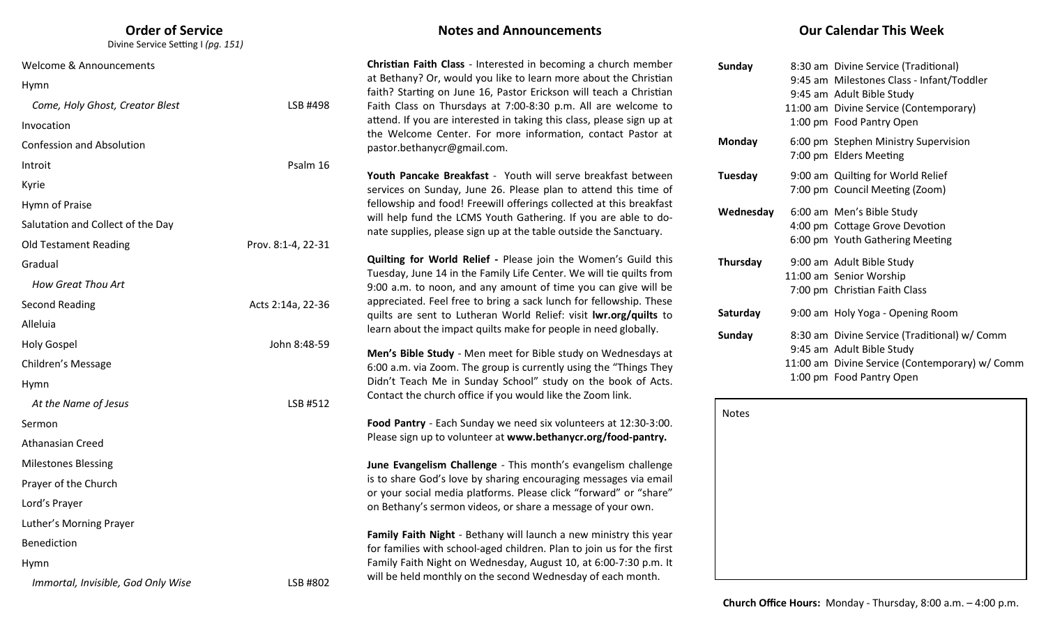## Order of Service

Divine Service Setting I *(pg. 151)*

| | |
|---|---|
| Welcome & Announcements | |
| Hymn | |
| *Come, Holy Ghost, Creator Blest* | LSB #498 |
| Invocation | |
| Confession and Absolution | |
| Introit | Psalm 16 |
| Kyrie | |
| Hymn of Praise | |
| Salutation and Collect of the Day | |
| Old Testament Reading | Prov. 8:1-4, 22-31 |
| Gradual | |
| *How Great Thou Art* | |
| Second Reading | Acts 2:14a, 22-36 |
| Alleluia | |
| Holy Gospel | John 8:48-59 |
| Children's Message | |
| Hymn | |
| *At the Name of Jesus* | LSB #512 |
| Sermon | |
| Athanasian Creed | |
| Milestones Blessing | |
| Prayer of the Church | |
| Lord's Prayer | |
| Luther's Morning Prayer | |
| Benediction | |
| Hymn | |
| *Immortal, Invisible, God Only Wise* | LSB #802 |

## Notes and Announcements

**Christian Faith Class** - Interested in becoming a church member at Bethany? Or, would you like to learn more about the Christian faith? Starting on June 16, Pastor Erickson will teach a Christian Faith Class on Thursdays at 7:00-8:30 p.m. All are welcome to attend. If you are interested in taking this class, please sign up at the Welcome Center. For more information, contact Pastor at pastor.bethanycr@gmail.com.

**Youth Pancake Breakfast** - Youth will serve breakfast between services on Sunday, June 26. Please plan to attend this time of fellowship and food! Freewill offerings collected at this breakfast will help fund the LCMS Youth Gathering. If you are able to donate supplies, please sign up at the table outside the Sanctuary.

**Quilting for World Relief -** Please join the Women's Guild this Tuesday, June 14 in the Family Life Center. We will tie quilts from 9:00 a.m. to noon, and any amount of time you can give will be appreciated. Feel free to bring a sack lunch for fellowship. These quilts are sent to Lutheran World Relief: visit **lwr.org/quilts** to learn about the impact quilts make for people in need globally.

**Men's Bible Study** - Men meet for Bible study on Wednesdays at 6:00 a.m. via Zoom. The group is currently using the "Things They Didn't Teach Me in Sunday School" study on the book of Acts. Contact the church office if you would like the Zoom link.

**Food Pantry** - Each Sunday we need six volunteers at 12:30-3:00. Please sign up to volunteer at **www.bethanycr.org/food-pantry.**

**June Evangelism Challenge** - This month's evangelism challenge is to share God's love by sharing encouraging messages via email or your social media platforms. Please click "forward" or "share" on Bethany's sermon videos, or share a message of your own.

**Family Faith Night** - Bethany will launch a new ministry this year for families with school-aged children. Plan to join us for the first Family Faith Night on Wednesday, August 10, at 6:00-7:30 p.m. It will be held monthly on the second Wednesday of each month.

## Our Calendar This Week

| | |
|---|---|
| **Sunday** | 8:30 am Divine Service (Traditional)<br>9:45 am Milestones Class - Infant/Toddler<br>9:45 am Adult Bible Study<br>11:00 am Divine Service (Contemporary)<br>1:00 pm Food Pantry Open |
| **Monday** | 6:00 pm Stephen Ministry Supervision<br>7:00 pm Elders Meeting |
| **Tuesday** | 9:00 am Quilting for World Relief<br>7:00 pm Council Meeting (Zoom) |
| **Wednesday** | 6:00 am Men's Bible Study<br>4:00 pm Cottage Grove Devotion<br>6:00 pm Youth Gathering Meeting |
| **Thursday** | 9:00 am Adult Bible Study<br>11:00 am Senior Worship<br>7:00 pm Christian Faith Class |
| **Saturday** | 9:00 am Holy Yoga - Opening Room |
| **Sunday** | 8:30 am Divine Service (Traditional) w/ Comm<br>9:45 am Adult Bible Study<br>11:00 am Divine Service (Contemporary) w/ Comm<br>1:00 pm Food Pantry Open |

Notes

**Church Office Hours:** Monday - Thursday, 8:00 a.m. – 4:00 p.m.